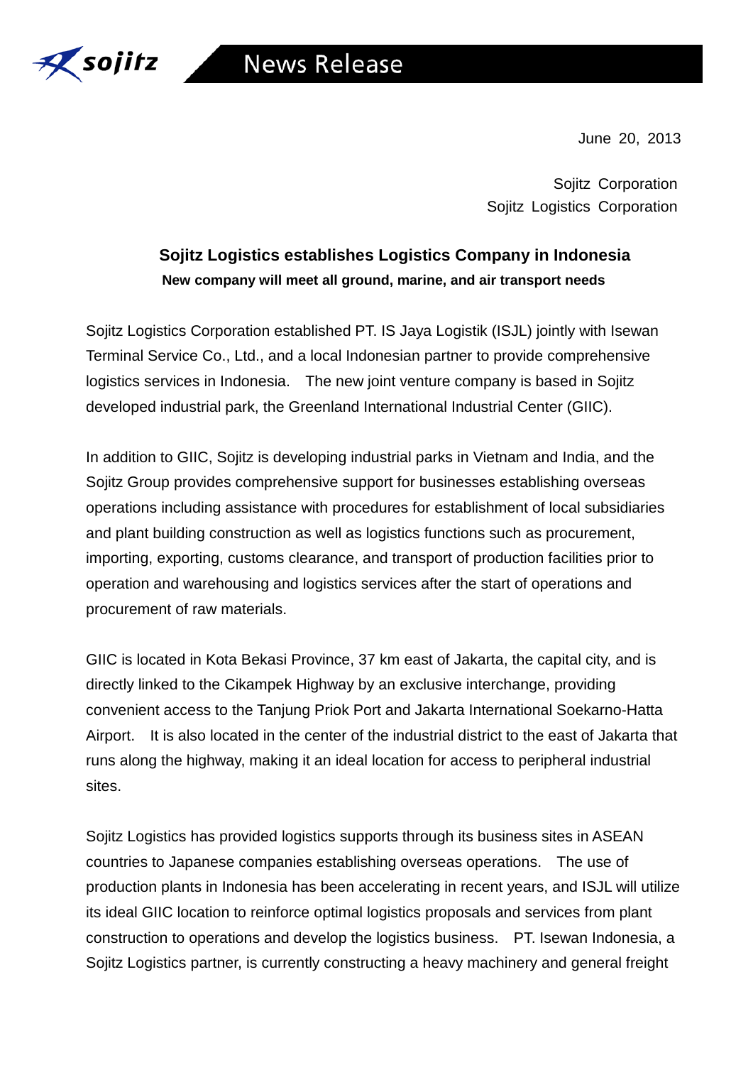# News Release

June 20, 2013

Sojitz Corporation
Sojitz Logistics Corporation

## Sojitz Logistics establishes Logistics Company in Indonesia

**New company will meet all ground, marine, and air transport needs**

Sojitz Logistics Corporation established PT. IS Jaya Logistik (ISJL) jointly with Isewan Terminal Service Co., Ltd., and a local Indonesian partner to provide comprehensive logistics services in Indonesia. The new joint venture company is based in Sojitz developed industrial park, the Greenland International Industrial Center (GIIC).

In addition to GIIC, Sojitz is developing industrial parks in Vietnam and India, and the Sojitz Group provides comprehensive support for businesses establishing overseas operations including assistance with procedures for establishment of local subsidiaries and plant building construction as well as logistics functions such as procurement, importing, exporting, customs clearance, and transport of production facilities prior to operation and warehousing and logistics services after the start of operations and procurement of raw materials.

GIIC is located in Kota Bekasi Province, 37 km east of Jakarta, the capital city, and is directly linked to the Cikampek Highway by an exclusive interchange, providing convenient access to the Tanjung Priok Port and Jakarta International Soekarno-Hatta Airport. It is also located in the center of the industrial district to the east of Jakarta that runs along the highway, making it an ideal location for access to peripheral industrial sites.

Sojitz Logistics has provided logistics supports through its business sites in ASEAN countries to Japanese companies establishing overseas operations. The use of production plants in Indonesia has been accelerating in recent years, and ISJL will utilize its ideal GIIC location to reinforce optimal logistics proposals and services from plant construction to operations and develop the logistics business. PT. Isewan Indonesia, a Sojitz Logistics partner, is currently constructing a heavy machinery and general freight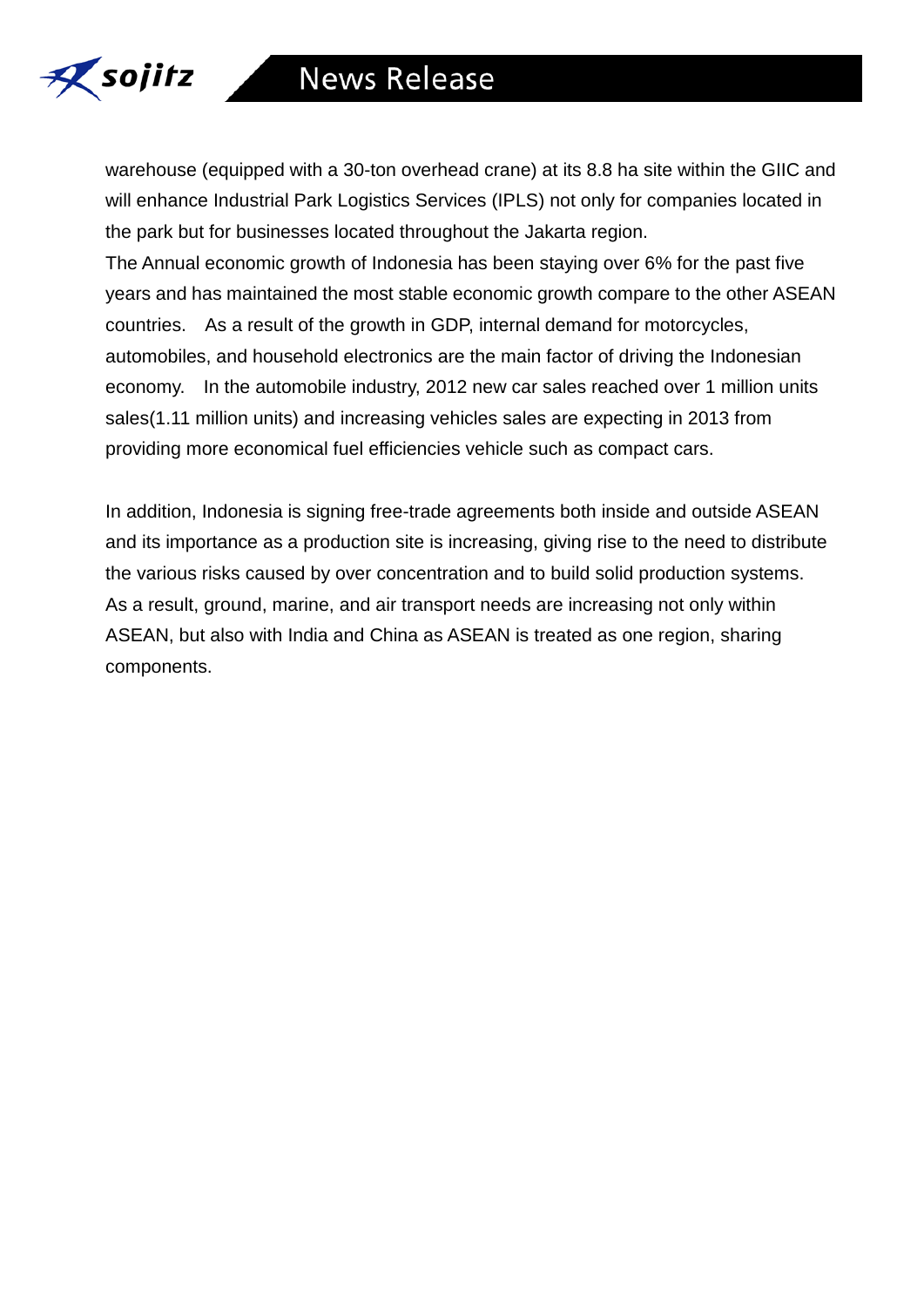warehouse (equipped with a 30-ton overhead crane) at its 8.8 ha site within the GIIC and will enhance Industrial Park Logistics Services (IPLS) not only for companies located in the park but for businesses located throughout the Jakarta region.

The Annual economic growth of Indonesia has been staying over 6% for the past five years and has maintained the most stable economic growth compare to the other ASEAN countries. As a result of the growth in GDP, internal demand for motorcycles, automobiles, and household electronics are the main factor of driving the Indonesian economy. In the automobile industry, 2012 new car sales reached over 1 million units sales(1.11 million units) and increasing vehicles sales are expecting in 2013 from providing more economical fuel efficiencies vehicle such as compact cars.

In addition, Indonesia is signing free-trade agreements both inside and outside ASEAN and its importance as a production site is increasing, giving rise to the need to distribute the various risks caused by over concentration and to build solid production systems. As a result, ground, marine, and air transport needs are increasing not only within ASEAN, but also with India and China as ASEAN is treated as one region, sharing components.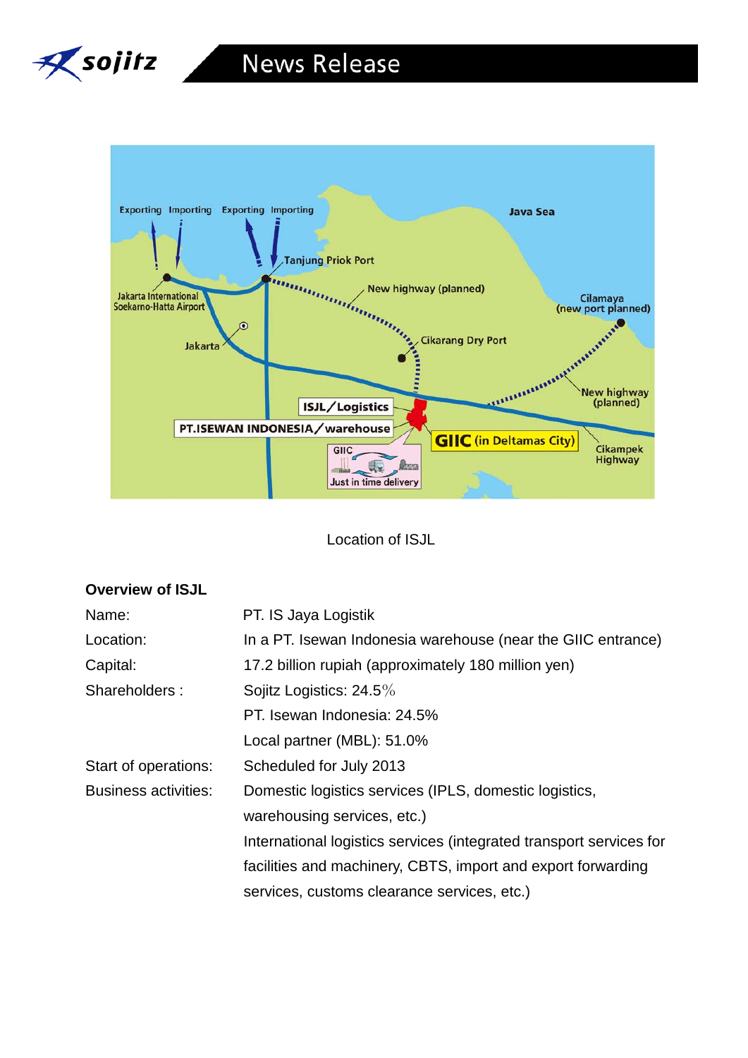Location of ISJL

**Overview of ISJL**

| | |
|---|---|
| Name: | PT. IS Jaya Logistik |
| Location: | In a PT. Isewan Indonesia warehouse (near the GIIC entrance) |
| Capital: | 17.2 billion rupiah (approximately 180 million yen) |
| Shareholders : | Sojitz Logistics: 24.5% |
| | PT. Isewan Indonesia: 24.5% |
| | Local partner (MBL): 51.0% |
| Start of operations: | Scheduled for July 2013 |
| Business activities: | Domestic logistics services (IPLS, domestic logistics, warehousing services, etc.) |
| | International logistics services (integrated transport services for facilities and machinery, CBTS, import and export forwarding services, customs clearance services, etc.) |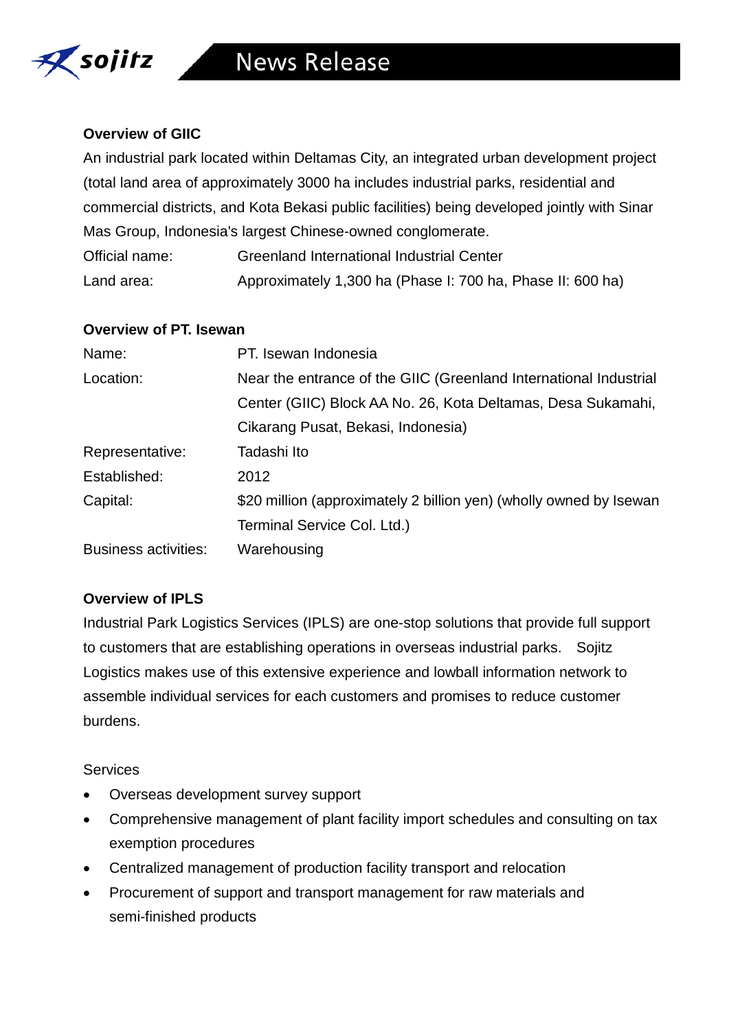### Overview of GIIC

An industrial park located within Deltamas City, an integrated urban development project (total land area of approximately 3000 ha includes industrial parks, residential and commercial districts, and Kota Bekasi public facilities) being developed jointly with Sinar Mas Group, Indonesia's largest Chinese-owned conglomerate.

| | |
|---|---|
| Official name: | Greenland International Industrial Center |
| Land area: | Approximately 1,300 ha (Phase I: 700 ha, Phase II: 600 ha) |

### Overview of PT. Isewan

| | |
|---|---|
| Name: | PT. Isewan Indonesia |
| Location: | Near the entrance of the GIIC (Greenland International Industrial Center (GIIC) Block AA No. 26, Kota Deltamas, Desa Sukamahi, Cikarang Pusat, Bekasi, Indonesia) |
| Representative: | Tadashi Ito |
| Established: | 2012 |
| Capital: | $20 million (approximately 2 billion yen) (wholly owned by Isewan Terminal Service Col. Ltd.) |
| Business activities: | Warehousing |

### Overview of IPLS

Industrial Park Logistics Services (IPLS) are one-stop solutions that provide full support to customers that are establishing operations in overseas industrial parks. Sojitz Logistics makes use of this extensive experience and lowball information network to assemble individual services for each customers and promises to reduce customer burdens.

Services

- Overseas development survey support
- Comprehensive management of plant facility import schedules and consulting on tax exemption procedures
- Centralized management of production facility transport and relocation
- Procurement of support and transport management for raw materials and semi-finished products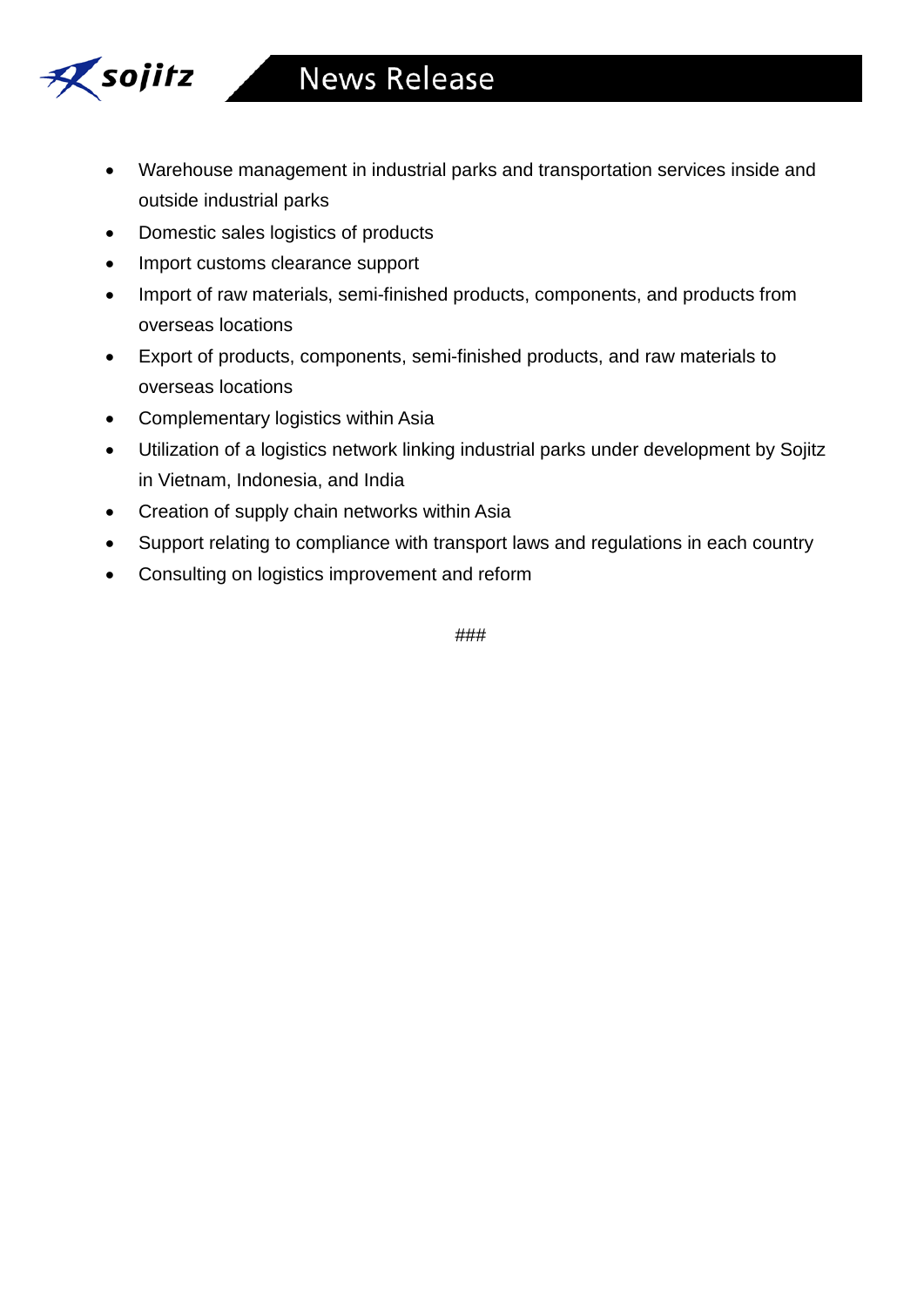- Warehouse management in industrial parks and transportation services inside and outside industrial parks
- Domestic sales logistics of products
- Import customs clearance support
- Import of raw materials, semi-finished products, components, and products from overseas locations
- Export of products, components, semi-finished products, and raw materials to overseas locations
- Complementary logistics within Asia
- Utilization of a logistics network linking industrial parks under development by Sojitz in Vietnam, Indonesia, and India
- Creation of supply chain networks within Asia
- Support relating to compliance with transport laws and regulations in each country
- Consulting on logistics improvement and reform

###